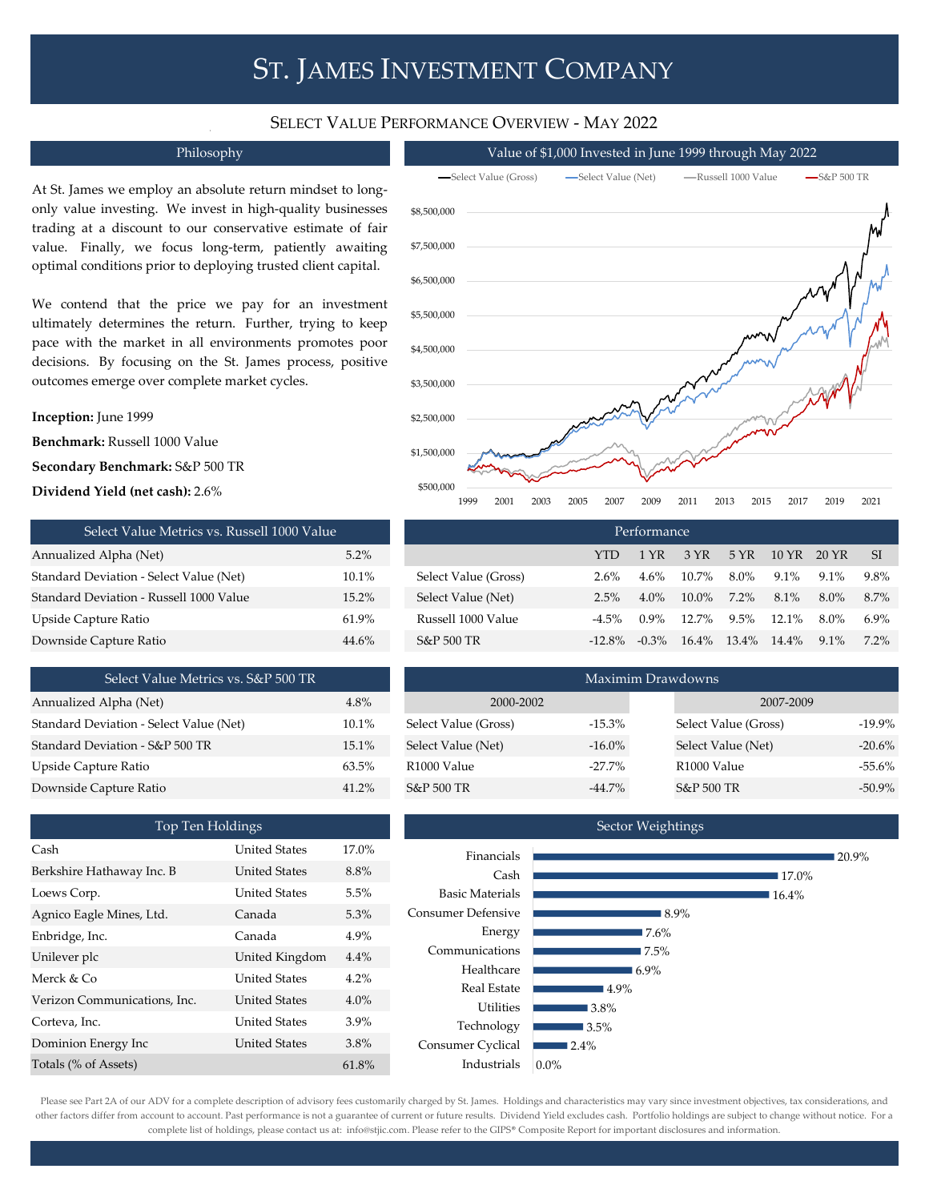# St. James Investment Company

## Select Value Performance Overview - May 2022

### Philosophy

At St. James we employ an absolute return mindset to long-only value investing. We invest in high-quality businesses trading at a discount to our conservative estimate of fair value. Finally, we focus long-term, patiently awaiting optimal conditions prior to deploying trusted client capital.

We contend that the price we pay for an investment ultimately determines the return. Further, trying to keep pace with the market in all environments promotes poor decisions. By focusing on the St. James process, positive outcomes emerge over complete market cycles.

**Inception:** June 1999

**Benchmark:** Russell 1000 Value

**Secondary Benchmark:** S&P 500 TR

**Dividend Yield (net cash):** 2.6%

### Value of $1,000 Invested in June 1999 through May 2022

Legend: Select Value (Gross), Select Value (Net), Russell 1000 Value, S&P 500 TR

Y-axis: $500,000; $1,500,000; $2,500,000; $3,500,000; $4,500,000; $5,500,000; $6,500,000; $7,500,000; $8,500,000

X-axis: 1999, 2001, 2003, 2005, 2007, 2009, 2011, 2013, 2015, 2017, 2019, 2021

### Select Value Metrics vs. Russell 1000 Value

| Metric | Value |
| --- | --- |
| Annualized Alpha (Net) | 5.2% |
| Standard Deviation - Select Value (Net) | 10.1% |
| Standard Deviation - Russell 1000 Value | 15.2% |
| Upside Capture Ratio | 61.9% |
| Downside Capture Ratio | 44.6% |

### Performance

| | YTD | 1 YR | 3 YR | 5 YR | 10 YR | 20 YR | SI |
| --- | --- | --- | --- | --- | --- | --- | --- |
| Select Value (Gross) | 2.6% | 4.6% | 10.7% | 8.0% | 9.1% | 9.1% | 9.8% |
| Select Value (Net) | 2.5% | 4.0% | 10.0% | 7.2% | 8.1% | 8.0% | 8.7% |
| Russell 1000 Value | -4.5% | 0.9% | 12.7% | 9.5% | 12.1% | 8.0% | 6.9% |
| S&P 500 TR | -12.8% | -0.3% | 16.4% | 13.4% | 14.4% | 9.1% | 7.2% |

### Select Value Metrics vs. S&P 500 TR

| Metric | Value |
| --- | --- |
| Annualized Alpha (Net) | 4.8% |
| Standard Deviation - Select Value (Net) | 10.1% |
| Standard Deviation - S&P 500 TR | 15.1% |
| Upside Capture Ratio | 63.5% |
| Downside Capture Ratio | 41.2% |

### Maximim Drawdowns

| 2000-2002 | | 2007-2009 | |
| --- | --- | --- | --- |
| Select Value (Gross) | -15.3% | Select Value (Gross) | -19.9% |
| Select Value (Net) | -16.0% | Select Value (Net) | -20.6% |
| R1000 Value | -27.7% | R1000 Value | -55.6% |
| S&P 500 TR | -44.7% | S&P 500 TR | -50.9% |

### Top Ten Holdings

| Holding | Country | % |
| --- | --- | --- |
| Cash | United States | 17.0% |
| Berkshire Hathaway Inc. B | United States | 8.8% |
| Loews Corp. | United States | 5.5% |
| Agnico Eagle Mines, Ltd. | Canada | 5.3% |
| Enbridge, Inc. | Canada | 4.9% |
| Unilever plc | United Kingdom | 4.4% |
| Merck & Co | United States | 4.2% |
| Verizon Communications, Inc. | United States | 4.0% |
| Corteva, Inc. | United States | 3.9% |
| Dominion Energy Inc | United States | 3.8% |
| Totals (% of Assets) | | 61.8% |

### Sector Weightings

| Sector | Weight |
| --- | --- |
| Financials | 20.9% |
| Cash | 17.0% |
| Basic Materials | 16.4% |
| Consumer Defensive | 8.9% |
| Energy | 7.6% |
| Communications | 7.5% |
| Healthcare | 6.9% |
| Real Estate | 4.9% |
| Utilities | 3.8% |
| Technology | 3.5% |
| Consumer Cyclical | 2.4% |
| Industrials | 0.0% |

Please see Part 2A of our ADV for a complete description of advisory fees customarily charged by St. James. Holdings and characteristics may vary since investment objectives, tax considerations, and other factors differ from account to account. Past performance is not a guarantee of current or future results. Dividend Yield excludes cash. Portfolio holdings are subject to change without notice. For a complete list of holdings, please contact us at: info@stjic.com. Please refer to the GIPS® Composite Report for important disclosures and information.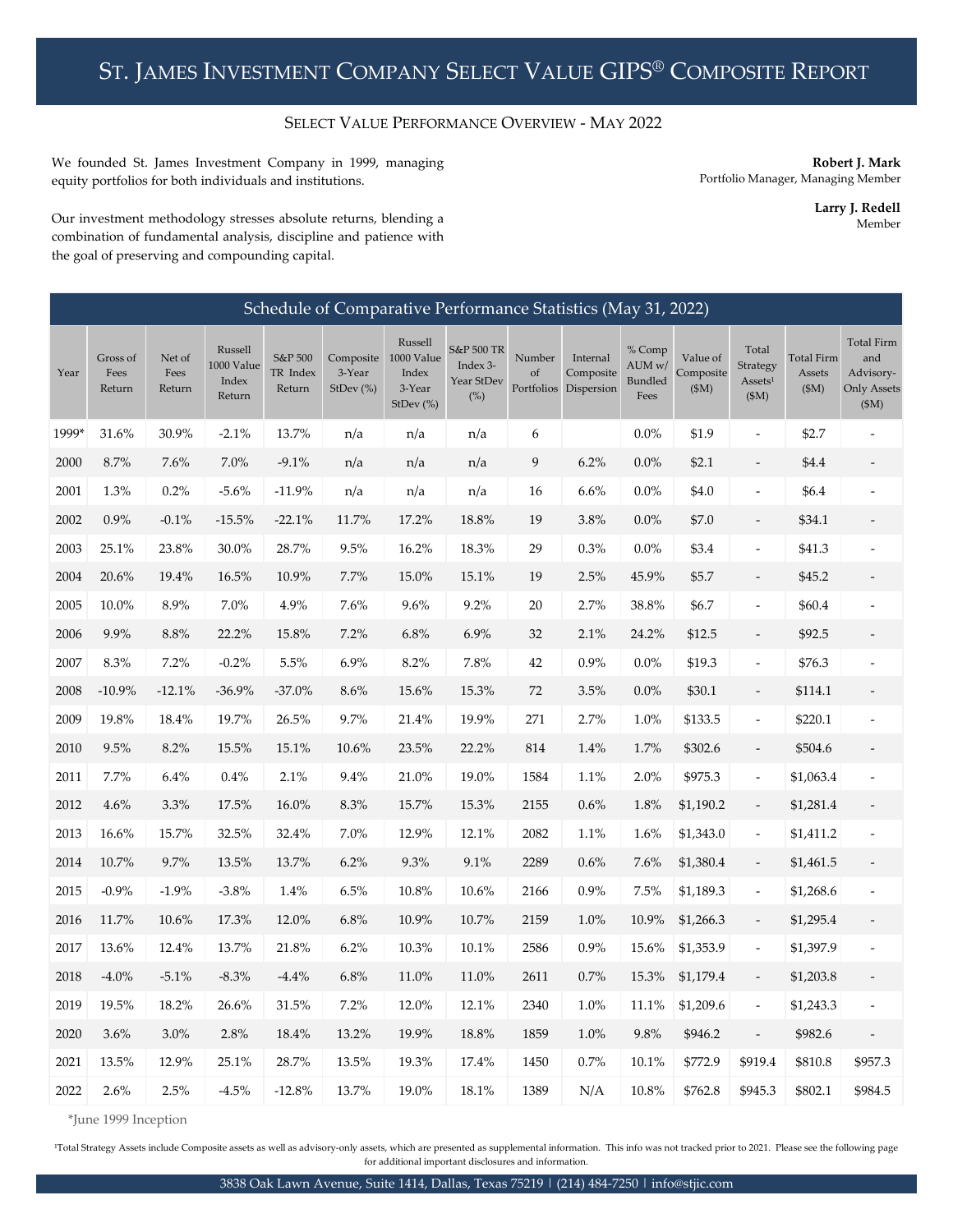# St. James Investment Company Select Value GIPS® Composite Report

## Select Value Performance Overview - May 2022

We founded St. James Investment Company in 1999, managing equity portfolios for both individuals and institutions.

Our investment methodology stresses absolute returns, blending a combination of fundamental analysis, discipline and patience with the goal of preserving and compounding capital.

**Robert J. Mark**
Portfolio Manager, Managing Member

**Larry J. Redell**
Member

### Schedule of Comparative Performance Statistics (May 31, 2022)

| Year | Gross of Fees Return | Net of Fees Return | Russell 1000 Value Index Return | S&P 500 TR Index Return | Composite 3-Year StDev (%) | Russell 1000 Value Index 3-Year StDev (%) | S&P 500 TR Index 3-Year StDev (%) | Number of Portfolios | Internal Composite Dispersion | % Comp AUM w/ Bundled Fees | Value of Composite ($M) | Total Strategy Assets[1] ($M) | Total Firm Assets ($M) | Total Firm and Advisory-Only Assets ($M) |
|---|---|---|---|---|---|---|---|---|---|---|---|---|---|---|
| 1999* | 31.6% | 30.9% | -2.1% | 13.7% | n/a | n/a | n/a | 6 | | 0.0% | $1.9 | - | $2.7 | - |
| 2000 | 8.7% | 7.6% | 7.0% | -9.1% | n/a | n/a | n/a | 9 | 6.2% | 0.0% | $2.1 | - | $4.4 | - |
| 2001 | 1.3% | 0.2% | -5.6% | -11.9% | n/a | n/a | n/a | 16 | 6.6% | 0.0% | $4.0 | - | $6.4 | - |
| 2002 | 0.9% | -0.1% | -15.5% | -22.1% | 11.7% | 17.2% | 18.8% | 19 | 3.8% | 0.0% | $7.0 | - | $34.1 | - |
| 2003 | 25.1% | 23.8% | 30.0% | 28.7% | 9.5% | 16.2% | 18.3% | 29 | 0.3% | 0.0% | $3.4 | - | $41.3 | - |
| 2004 | 20.6% | 19.4% | 16.5% | 10.9% | 7.7% | 15.0% | 15.1% | 19 | 2.5% | 45.9% | $5.7 | - | $45.2 | - |
| 2005 | 10.0% | 8.9% | 7.0% | 4.9% | 7.6% | 9.6% | 9.2% | 20 | 2.7% | 38.8% | $6.7 | - | $60.4 | - |
| 2006 | 9.9% | 8.8% | 22.2% | 15.8% | 7.2% | 6.8% | 6.9% | 32 | 2.1% | 24.2% | $12.5 | - | $92.5 | - |
| 2007 | 8.3% | 7.2% | -0.2% | 5.5% | 6.9% | 8.2% | 7.8% | 42 | 0.9% | 0.0% | $19.3 | - | $76.3 | - |
| 2008 | -10.9% | -12.1% | -36.9% | -37.0% | 8.6% | 15.6% | 15.3% | 72 | 3.5% | 0.0% | $30.1 | - | $114.1 | - |
| 2009 | 19.8% | 18.4% | 19.7% | 26.5% | 9.7% | 21.4% | 19.9% | 271 | 2.7% | 1.0% | $133.5 | - | $220.1 | - |
| 2010 | 9.5% | 8.2% | 15.5% | 15.1% | 10.6% | 23.5% | 22.2% | 814 | 1.4% | 1.7% | $302.6 | - | $504.6 | - |
| 2011 | 7.7% | 6.4% | 0.4% | 2.1% | 9.4% | 21.0% | 19.0% | 1584 | 1.1% | 2.0% | $975.3 | - | $1,063.4 | - |
| 2012 | 4.6% | 3.3% | 17.5% | 16.0% | 8.3% | 15.7% | 15.3% | 2155 | 0.6% | 1.8% | $1,190.2 | - | $1,281.4 | - |
| 2013 | 16.6% | 15.7% | 32.5% | 32.4% | 7.0% | 12.9% | 12.1% | 2082 | 1.1% | 1.6% | $1,343.0 | - | $1,411.2 | - |
| 2014 | 10.7% | 9.7% | 13.5% | 13.7% | 6.2% | 9.3% | 9.1% | 2289 | 0.6% | 7.6% | $1,380.4 | - | $1,461.5 | - |
| 2015 | -0.9% | -1.9% | -3.8% | 1.4% | 6.5% | 10.8% | 10.6% | 2166 | 0.9% | 7.5% | $1,189.3 | - | $1,268.6 | - |
| 2016 | 11.7% | 10.6% | 17.3% | 12.0% | 6.8% | 10.9% | 10.7% | 2159 | 1.0% | 10.9% | $1,266.3 | - | $1,295.4 | - |
| 2017 | 13.6% | 12.4% | 13.7% | 21.8% | 6.2% | 10.3% | 10.1% | 2586 | 0.9% | 15.6% | $1,353.9 | - | $1,397.9 | - |
| 2018 | -4.0% | -5.1% | -8.3% | -4.4% | 6.8% | 11.0% | 11.0% | 2611 | 0.7% | 15.3% | $1,179.4 | - | $1,203.8 | - |
| 2019 | 19.5% | 18.2% | 26.6% | 31.5% | 7.2% | 12.0% | 12.1% | 2340 | 1.0% | 11.1% | $1,209.6 | - | $1,243.3 | - |
| 2020 | 3.6% | 3.0% | 2.8% | 18.4% | 13.2% | 19.9% | 18.8% | 1859 | 1.0% | 9.8% | $946.2 | - | $982.6 | - |
| 2021 | 13.5% | 12.9% | 25.1% | 28.7% | 13.5% | 19.3% | 17.4% | 1450 | 0.7% | 10.1% | $772.9 | $919.4 | $810.8 | $957.3 |
| 2022 | 2.6% | 2.5% | -4.5% | -12.8% | 13.7% | 19.0% | 18.1% | 1389 | N/A | 10.8% | $762.8 | $945.3 | $802.1 | $984.5 |

*June 1999 Inception

[1]Total Strategy Assets include Composite assets as well as advisory-only assets, which are presented as supplemental information. This info was not tracked prior to 2021. Please see the following page for additional important disclosures and information.

3838 Oak Lawn Avenue, Suite 1414, Dallas, Texas 75219 | (214) 484-7250 | info@stjic.com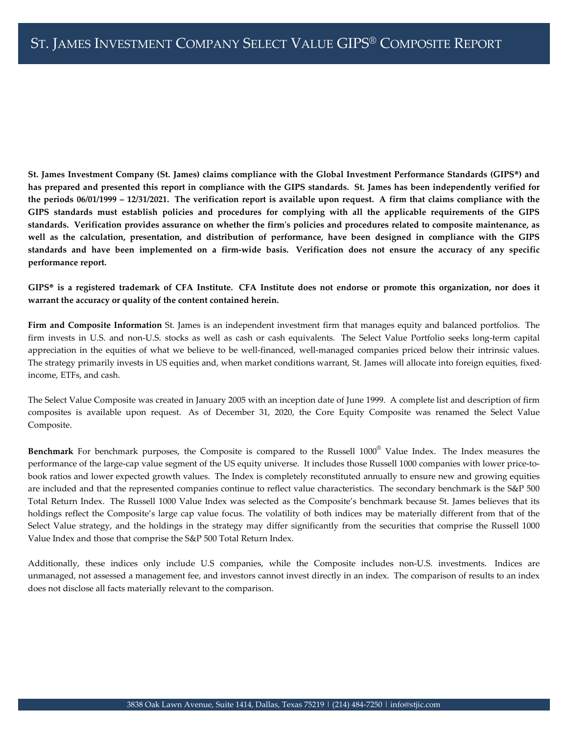# St. James Investment Company Select Value GIPS® Composite Report

**St. James Investment Company (St. James) claims compliance with the Global Investment Performance Standards (GIPS®) and has prepared and presented this report in compliance with the GIPS standards. St. James has been independently verified for the periods 06/01/1999 – 12/31/2021. The verification report is available upon request. A firm that claims compliance with the GIPS standards must establish policies and procedures for complying with all the applicable requirements of the GIPS standards. Verification provides assurance on whether the firm's policies and procedures related to composite maintenance, as well as the calculation, presentation, and distribution of performance, have been designed in compliance with the GIPS standards and have been implemented on a firm-wide basis. Verification does not ensure the accuracy of any specific performance report.**

**GIPS® is a registered trademark of CFA Institute. CFA Institute does not endorse or promote this organization, nor does it warrant the accuracy or quality of the content contained herein.**

**Firm and Composite Information** St. James is an independent investment firm that manages equity and balanced portfolios. The firm invests in U.S. and non-U.S. stocks as well as cash or cash equivalents. The Select Value Portfolio seeks long-term capital appreciation in the equities of what we believe to be well-financed, well-managed companies priced below their intrinsic values. The strategy primarily invests in US equities and, when market conditions warrant, St. James will allocate into foreign equities, fixed-income, ETFs, and cash.

The Select Value Composite was created in January 2005 with an inception date of June 1999. A complete list and description of firm composites is available upon request. As of December 31, 2020, the Core Equity Composite was renamed the Select Value Composite.

**Benchmark** For benchmark purposes, the Composite is compared to the Russell 1000® Value Index. The Index measures the performance of the large-cap value segment of the US equity universe. It includes those Russell 1000 companies with lower price-to-book ratios and lower expected growth values. The Index is completely reconstituted annually to ensure new and growing equities are included and that the represented companies continue to reflect value characteristics. The secondary benchmark is the S&P 500 Total Return Index. The Russell 1000 Value Index was selected as the Composite's benchmark because St. James believes that its holdings reflect the Composite's large cap value focus. The volatility of both indices may be materially different from that of the Select Value strategy, and the holdings in the strategy may differ significantly from the securities that comprise the Russell 1000 Value Index and those that comprise the S&P 500 Total Return Index.

Additionally, these indices only include U.S companies, while the Composite includes non-U.S. investments. Indices are unmanaged, not assessed a management fee, and investors cannot invest directly in an index. The comparison of results to an index does not disclose all facts materially relevant to the comparison.

3838 Oak Lawn Avenue, Suite 1414, Dallas, Texas 75219 | (214) 484-7250 | info@stjic.com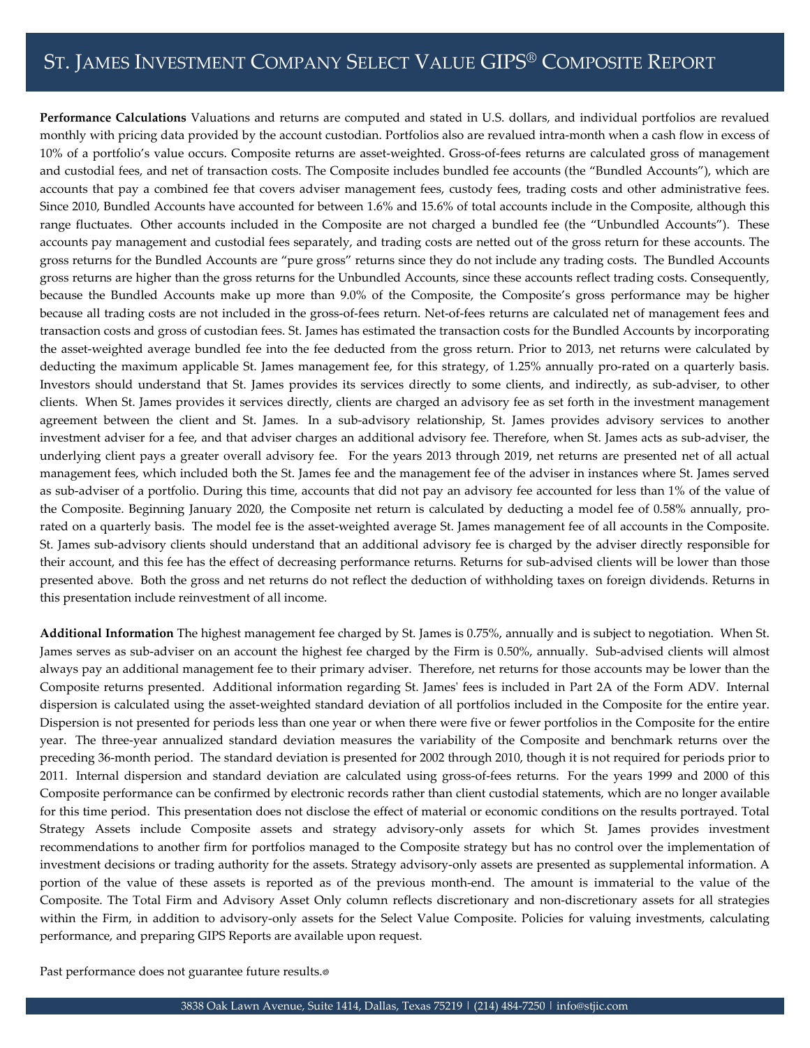# St. James Investment Company Select Value GIPS® Composite Report

**Performance Calculations** Valuations and returns are computed and stated in U.S. dollars, and individual portfolios are revalued monthly with pricing data provided by the account custodian. Portfolios also are revalued intra-month when a cash flow in excess of 10% of a portfolio's value occurs. Composite returns are asset-weighted. Gross-of-fees returns are calculated gross of management and custodial fees, and net of transaction costs. The Composite includes bundled fee accounts (the "Bundled Accounts"), which are accounts that pay a combined fee that covers adviser management fees, custody fees, trading costs and other administrative fees. Since 2010, Bundled Accounts have accounted for between 1.6% and 15.6% of total accounts include in the Composite, although this range fluctuates. Other accounts included in the Composite are not charged a bundled fee (the "Unbundled Accounts"). These accounts pay management and custodial fees separately, and trading costs are netted out of the gross return for these accounts. The gross returns for the Bundled Accounts are "pure gross" returns since they do not include any trading costs. The Bundled Accounts gross returns are higher than the gross returns for the Unbundled Accounts, since these accounts reflect trading costs. Consequently, because the Bundled Accounts make up more than 9.0% of the Composite, the Composite's gross performance may be higher because all trading costs are not included in the gross-of-fees return. Net-of-fees returns are calculated net of management fees and transaction costs and gross of custodian fees. St. James has estimated the transaction costs for the Bundled Accounts by incorporating the asset-weighted average bundled fee into the fee deducted from the gross return. Prior to 2013, net returns were calculated by deducting the maximum applicable St. James management fee, for this strategy, of 1.25% annually pro-rated on a quarterly basis. Investors should understand that St. James provides its services directly to some clients, and indirectly, as sub-adviser, to other clients. When St. James provides it services directly, clients are charged an advisory fee as set forth in the investment management agreement between the client and St. James. In a sub-advisory relationship, St. James provides advisory services to another investment adviser for a fee, and that adviser charges an additional advisory fee. Therefore, when St. James acts as sub-adviser, the underlying client pays a greater overall advisory fee. For the years 2013 through 2019, net returns are presented net of all actual management fees, which included both the St. James fee and the management fee of the adviser in instances where St. James served as sub-adviser of a portfolio. During this time, accounts that did not pay an advisory fee accounted for less than 1% of the value of the Composite. Beginning January 2020, the Composite net return is calculated by deducting a model fee of 0.58% annually, pro-rated on a quarterly basis. The model fee is the asset-weighted average St. James management fee of all accounts in the Composite. St. James sub-advisory clients should understand that an additional advisory fee is charged by the adviser directly responsible for their account, and this fee has the effect of decreasing performance returns. Returns for sub-advised clients will be lower than those presented above. Both the gross and net returns do not reflect the deduction of withholding taxes on foreign dividends. Returns in this presentation include reinvestment of all income.

**Additional Information** The highest management fee charged by St. James is 0.75%, annually and is subject to negotiation. When St. James serves as sub-adviser on an account the highest fee charged by the Firm is 0.50%, annually. Sub-advised clients will almost always pay an additional management fee to their primary adviser. Therefore, net returns for those accounts may be lower than the Composite returns presented. Additional information regarding St. James' fees is included in Part 2A of the Form ADV. Internal dispersion is calculated using the asset-weighted standard deviation of all portfolios included in the Composite for the entire year. Dispersion is not presented for periods less than one year or when there were five or fewer portfolios in the Composite for the entire year. The three-year annualized standard deviation measures the variability of the Composite and benchmark returns over the preceding 36-month period. The standard deviation is presented for 2002 through 2010, though it is not required for periods prior to 2011. Internal dispersion and standard deviation are calculated using gross-of-fees returns. For the years 1999 and 2000 of this Composite performance can be confirmed by electronic records rather than client custodial statements, which are no longer available for this time period. This presentation does not disclose the effect of material or economic conditions on the results portrayed. Total Strategy Assets include Composite assets and strategy advisory-only assets for which St. James provides investment recommendations to another firm for portfolios managed to the Composite strategy but has no control over the implementation of investment decisions or trading authority for the assets. Strategy advisory-only assets are presented as supplemental information. A portion of the value of these assets is reported as of the previous month-end. The amount is immaterial to the value of the Composite. The Total Firm and Advisory Asset Only column reflects discretionary and non-discretionary assets for all strategies within the Firm, in addition to advisory-only assets for the Select Value Composite. Policies for valuing investments, calculating performance, and preparing GIPS Reports are available upon request.

Past performance does not guarantee future results.

3838 Oak Lawn Avenue, Suite 1414, Dallas, Texas 75219 | (214) 484-7250 | info@stjic.com